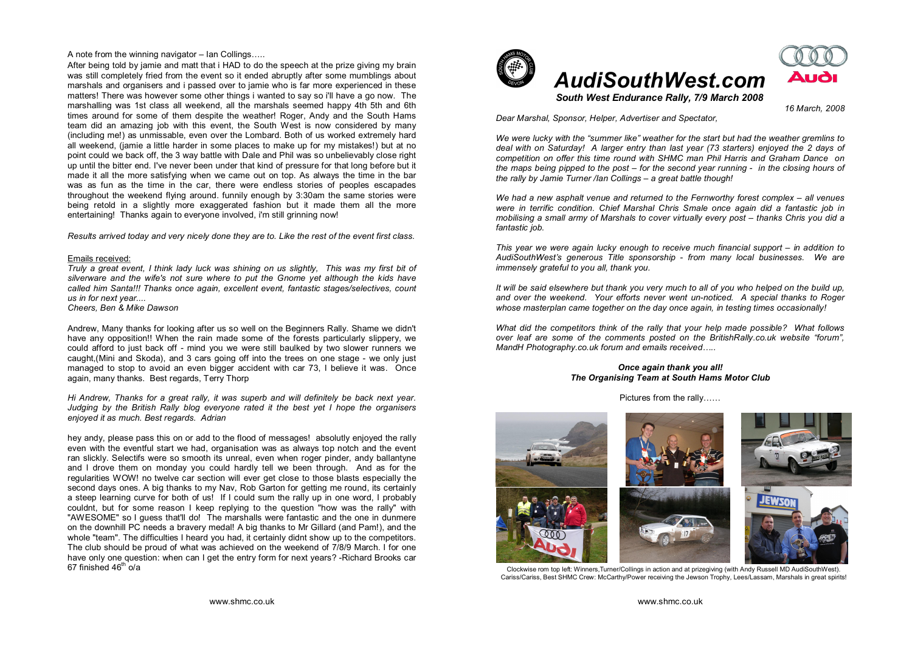A note from the winning navigator – Ian Collings…..

After being told by jamie and matt that i HAD to do the speech at the prize giving my brain was still completely fried from the event so it ended abruptly after some mumblings about marshals and organisers and i passed over to jamie who is far more experienced in these matters! There was however some other things i wanted to say so i'll have a go now. The marshalling was 1st class all weekend, all the marshals seemed happy 4th 5th and 6th times around for some of them despite the weather! Roger, Andy and the South Hams team did an amazing job with this event, the South West is now considered by many (including me!) as unmissable, even over the Lombard. Both of us worked extremely hard all weekend, (jamie a little harder in some places to make up for my mistakes!) but at no point could we back off, the 3 way battle with Dale and Phil was so unbelievably close right up until the bitter end. I've never been under that kind of pressure for that long before but it made it all the more satisfying when we came out on top. As always the time in the bar was as fun as the time in the car, there were endless stories of peoples escapades throughout the weekend flying around. funnily enough by 3:30am the same stories were being retold in a slightly more exaggerated fashion but it made them all the more entertaining! Thanks again to everyone involved, i'm still grinning now!

*Results arrived today and very nicely done they are to. Like the rest of the event first class.*

Emails received:

*Truly a great event, I think lady luck was shining on us slightly, This was my first bit of silverware and the wife's not sure where to put the Gnome yet although the kids have called him Santa!!! Thanks once again, excellent event, fantastic stages/selectives, count us in for next year....*
*Cheers, Ben & Mike Dawson*

Andrew, Many thanks for looking after us so well on the Beginners Rally. Shame we didn't have any opposition!! When the rain made some of the forests particularly slippery, we could afford to just back off - mind you we were still baulked by two slower runners we caught,(Mini and Skoda), and 3 cars going off into the trees on one stage - we only just managed to stop to avoid an even bigger accident with car 73, I believe it was. Once again, many thanks. Best regards, Terry Thorp

*Hi Andrew, Thanks for a great rally, it was superb and will definitely be back next year. Judging by the British Rally blog everyone rated it the best yet I hope the organisers enjoyed it as much. Best regards. Adrian*

hey andy, please pass this on or add to the flood of messages! absolutly enjoyed the rally even with the eventful start we had, organisation was as always top notch and the event ran slickly. Selectifs were so smooth its unreal, even when roger pinder, andy ballantyne and I drove them on monday you could hardly tell we been through. And as for the regularities WOW! no twelve car section will ever get close to those blasts especially the second days ones. A big thanks to my Nav, Rob Garton for getting me round, its certainly a steep learning curve for both of us! If I could sum the rally up in one word, I probably couldnt, but for some reason I keep replying to the question "how was the rally" with "AWESOME" so I guess that'll do! The marshalls were fantastic and the one in dunmere on the downhill PC needs a bravery medal! A big thanks to Mr Gillard (and Pam!), and the whole "team". The difficulties I heard you had, it certainly didnt show up to the competitors. The club should be proud of what was achieved on the weekend of 7/8/9 March. I for one have only one question: when can I get the entry form for next years? -Richard Brooks car 67 finished 46th o/a

# AudiSouthWest.com

***South West Endurance Rally, 7/9 March 2008***

*16 March, 2008*

*Dear Marshal, Sponsor, Helper, Advertiser and Spectator,*

*We were lucky with the "summer like" weather for the start but had the weather gremlins to deal with on Saturday! A larger entry than last year (73 starters) enjoyed the 2 days of competition on offer this time round with SHMC man Phil Harris and Graham Dance on the maps being pipped to the post – for the second year running - in the closing hours of the rally by Jamie Turner /Ian Collings – a great battle though!*

*We had a new asphalt venue and returned to the Fernworthy forest complex – all venues were in terrific condition. Chief Marshal Chris Smale once again did a fantastic job in mobilising a small army of Marshals to cover virtually every post – thanks Chris you did a fantastic job.*

*This year we were again lucky enough to receive much financial support – in addition to AudiSouthWest's generous Title sponsorship - from many local businesses. We are immensely grateful to you all, thank you.*

*It will be said elsewhere but thank you very much to all of you who helped on the build up, and over the weekend. Your efforts never went un-noticed. A special thanks to Roger whose masterplan came together on the day once again, in testing times occasionally!*

*What did the competitors think of the rally that your help made possible? What follows over leaf are some of the comments posted on the BritishRally.co.uk website "forum", MandH Photography.co.uk forum and emails received…..*

***Once again thank you all!***
***The Organising Team at South Hams Motor Club***

Pictures from the rally……

Clockwise rom top left: Winners,Turner/Collings in action and at prizegiving (with Andy Russell MD AudiSouthWest). Cariss/Cariss, Best SHMC Crew: McCarthy/Power receiving the Jewson Trophy, Lees/Lassam, Marshals in great spirits!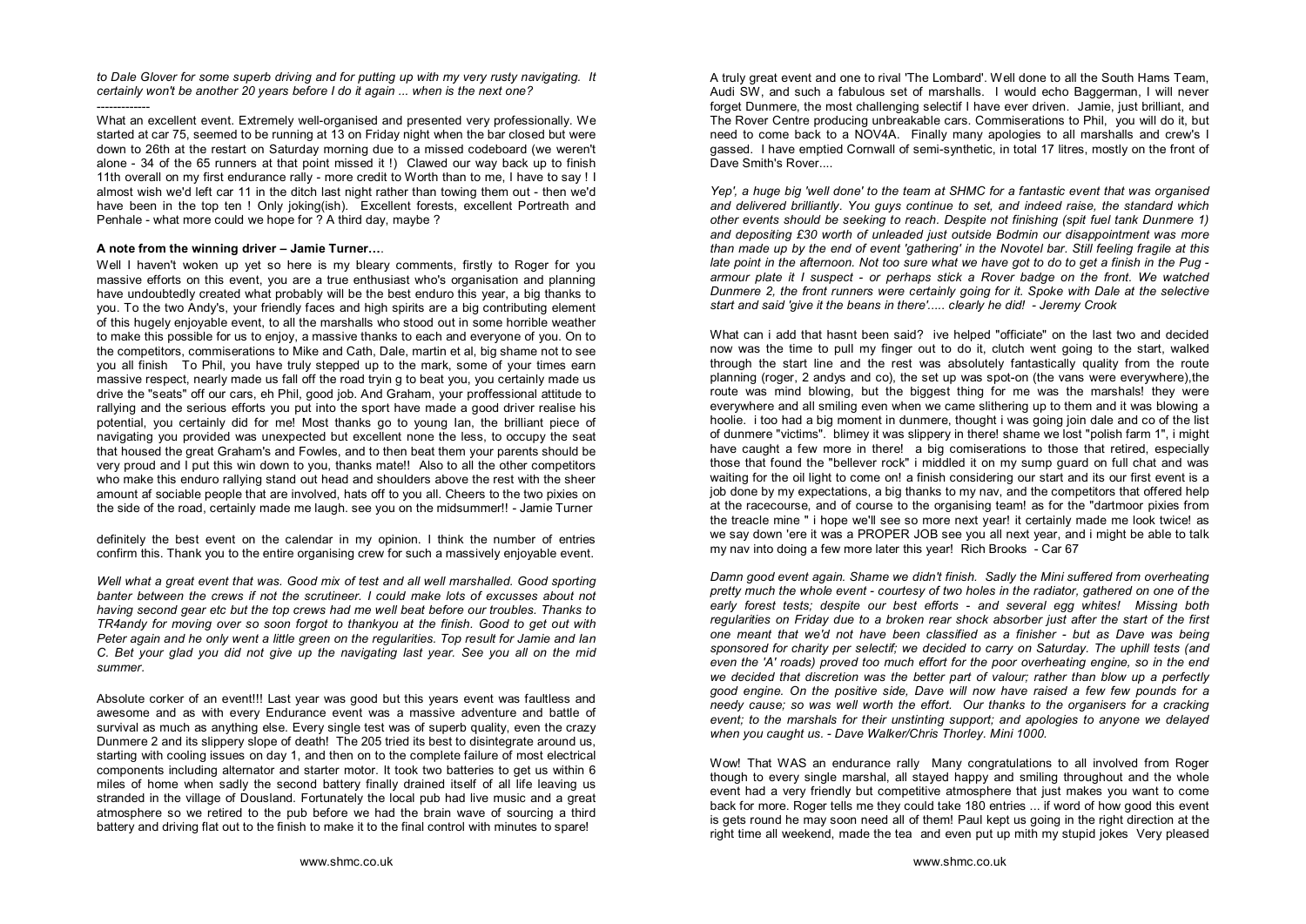*to Dale Glover for some superb driving and for putting up with my very rusty navigating. It certainly won't be another 20 years before I do it again ... when is the next one?*

-------------

What an excellent event. Extremely well-organised and presented very professionally. We started at car 75, seemed to be running at 13 on Friday night when the bar closed but were down to 26th at the restart on Saturday morning due to a missed codeboard (we weren't alone - 34 of the 65 runners at that point missed it !) Clawed our way back up to finish 11th overall on my first endurance rally - more credit to Worth than to me, I have to say ! I almost wish we'd left car 11 in the ditch last night rather than towing them out - then we'd have been in the top ten ! Only joking(ish). Excellent forests, excellent Portreath and Penhale - what more could we hope for ? A third day, maybe ?

### A note from the winning driver – Jamie Turner….

Well I haven't woken up yet so here is my bleary comments, firstly to Roger for you massive efforts on this event, you are a true enthusiast who's organisation and planning have undoubtedly created what probably will be the best enduro this year, a big thanks to you. To the two Andy's, your friendly faces and high spirits are a big contributing element of this hugely enjoyable event, to all the marshalls who stood out in some horrible weather to make this possible for us to enjoy, a massive thanks to each and everyone of you. On to the competitors, commiserations to Mike and Cath, Dale, martin et al, big shame not to see you all finish To Phil, you have truly stepped up to the mark, some of your times earn massive respect, nearly made us fall off the road tryin g to beat you, you certainly made us drive the "seats" off our cars, eh Phil, good job. And Graham, your proffessional attitude to rallying and the serious efforts you put into the sport have made a good driver realise his potential, you certainly did for me! Most thanks go to young Ian, the brilliant piece of navigating you provided was unexpected but excellent none the less, to occupy the seat that housed the great Graham's and Fowles, and to then beat them your parents should be very proud and I put this win down to you, thanks mate!! Also to all the other competitors who make this enduro rallying stand out head and shoulders above the rest with the sheer amount af sociable people that are involved, hats off to you all. Cheers to the two pixies on the side of the road, certainly made me laugh. see you on the midsummer!! - Jamie Turner

definitely the best event on the calendar in my opinion. I think the number of entries confirm this. Thank you to the entire organising crew for such a massively enjoyable event.

*Well what a great event that was. Good mix of test and all well marshalled. Good sporting banter between the crews if not the scrutineer. I could make lots of excusses about not having second gear etc but the top crews had me well beat before our troubles. Thanks to TR4andy for moving over so soon forgot to thankyou at the finish. Good to get out with Peter again and he only went a little green on the regularities. Top result for Jamie and Ian C. Bet your glad you did not give up the navigating last year. See you all on the mid summer.*

Absolute corker of an event!!! Last year was good but this years event was faultless and awesome and as with every Endurance event was a massive adventure and battle of survival as much as anything else. Every single test was of superb quality, even the crazy Dunmere 2 and its slippery slope of death! The 205 tried its best to disintegrate around us, starting with cooling issues on day 1, and then on to the complete failure of most electrical components including alternator and starter motor. It took two batteries to get us within 6 miles of home when sadly the second battery finally drained itself of all life leaving us stranded in the village of Dousland. Fortunately the local pub had live music and a great atmosphere so we retired to the pub before we had the brain wave of sourcing a third battery and driving flat out to the finish to make it to the final control with minutes to spare!

A truly great event and one to rival 'The Lombard'. Well done to all the South Hams Team, Audi SW, and such a fabulous set of marshalls. I would echo Baggerman, I will never forget Dunmere, the most challenging selectif I have ever driven. Jamie, just brilliant, and The Rover Centre producing unbreakable cars. Commiserations to Phil, you will do it, but need to come back to a NOV4A. Finally many apologies to all marshalls and crew's I gassed. I have emptied Cornwall of semi-synthetic, in total 17 litres, mostly on the front of Dave Smith's Rover....

*Yep', a huge big 'well done' to the team at SHMC for a fantastic event that was organised and delivered brilliantly. You guys continue to set, and indeed raise, the standard which other events should be seeking to reach. Despite not finishing (spit fuel tank Dunmere 1) and depositing £30 worth of unleaded just outside Bodmin our disappointment was more than made up by the end of event 'gathering' in the Novotel bar. Still feeling fragile at this late point in the afternoon. Not too sure what we have got to do to get a finish in the Pug - armour plate it I suspect - or perhaps stick a Rover badge on the front. We watched Dunmere 2, the front runners were certainly going for it. Spoke with Dale at the selective start and said 'give it the beans in there'..... clearly he did! - Jeremy Crook*

What can i add that hasnt been said? ive helped "officiate" on the last two and decided now was the time to pull my finger out to do it, clutch went going to the start, walked through the start line and the rest was absolutely fantastically quality from the route planning (roger, 2 andys and co), the set up was spot-on (the vans were everywhere),the route was mind blowing, but the biggest thing for me was the marshals! they were everywhere and all smiling even when we came slithering up to them and it was blowing a hoolie. i too had a big moment in dunmere, thought i was going join dale and co of the list of dunmere "victims". blimey it was slippery in there! shame we lost "polish farm 1", i might have caught a few more in there! a big comiserations to those that retired, especially those that found the "bellever rock" i middled it on my sump guard on full chat and was waiting for the oil light to come on! a finish considering our start and its our first event is a job done by my expectations, a big thanks to my nav, and the competitors that offered help at the racecourse, and of course to the organising team! as for the "dartmoor pixies from the treacle mine " i hope we'll see so more next year! it certainly made me look twice! as we say down 'ere it was a PROPER JOB see you all next year, and i might be able to talk my nav into doing a few more later this year! Rich Brooks - Car 67

*Damn good event again. Shame we didn't finish. Sadly the Mini suffered from overheating pretty much the whole event - courtesy of two holes in the radiator, gathered on one of the early forest tests; despite our best efforts - and several egg whites! Missing both regularities on Friday due to a broken rear shock absorber just after the start of the first one meant that we'd not have been classified as a finisher - but as Dave was being sponsored for charity per selectif; we decided to carry on Saturday. The uphill tests (and even the 'A' roads) proved too much effort for the poor overheating engine, so in the end we decided that discretion was the better part of valour; rather than blow up a perfectly good engine. On the positive side, Dave will now have raised a few few pounds for a needy cause; so was well worth the effort. Our thanks to the organisers for a cracking event; to the marshals for their unstinting support; and apologies to anyone we delayed when you caught us. - Dave Walker/Chris Thorley. Mini 1000.*

Wow! That WAS an endurance rally Many congratulations to all involved from Roger though to every single marshal, all stayed happy and smiling throughout and the whole event had a very friendly but competitive atmosphere that just makes you want to come back for more. Roger tells me they could take 180 entries ... if word of how good this event is gets round he may soon need all of them! Paul kept us going in the right direction at the right time all weekend, made the tea and even put up mith my stupid jokes Very pleased